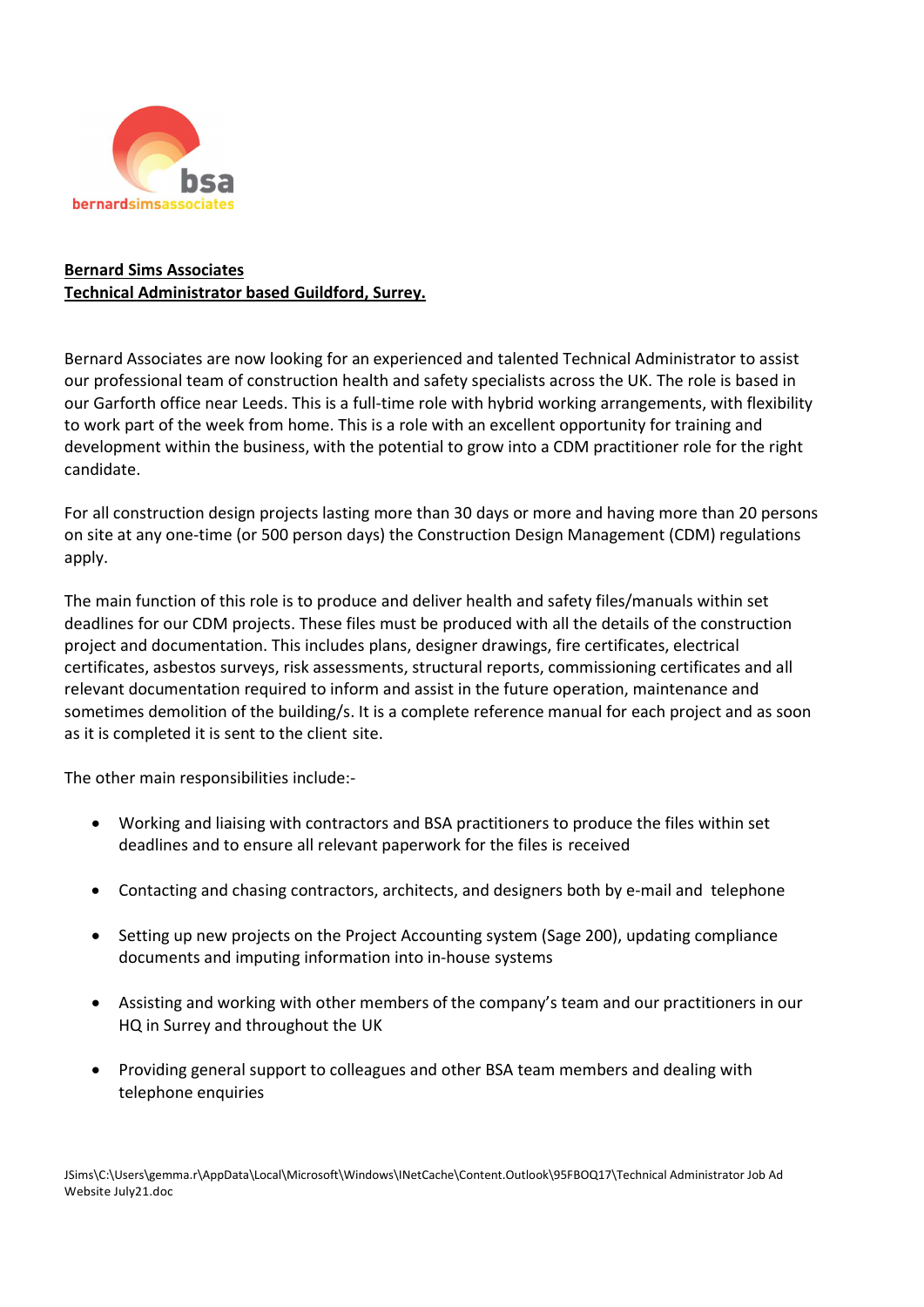**Bernard Sims Associates**
**Technical Administrator based Guildford, Surrey.**

Bernard Associates are now looking for an experienced and talented Technical Administrator to assist our professional team of construction health and safety specialists across the UK. The role is based in our Garforth office near Leeds. This is a full-time role with hybrid working arrangements, with flexibility to work part of the week from home. This is a role with an excellent opportunity for training and development within the business, with the potential to grow into a CDM practitioner role for the right candidate.

For all construction design projects lasting more than 30 days or more and having more than 20 persons on site at any one-time (or 500 person days) the Construction Design Management (CDM) regulations apply.

The main function of this role is to produce and deliver health and safety files/manuals within set deadlines for our CDM projects. These files must be produced with all the details of the construction project and documentation. This includes plans, designer drawings, fire certificates, electrical certificates, asbestos surveys, risk assessments, structural reports, commissioning certificates and all relevant documentation required to inform and assist in the future operation, maintenance and sometimes demolition of the building/s. It is a complete reference manual for each project and as soon as it is completed it is sent to the client site.

The other main responsibilities include:-

- Working and liaising with contractors and BSA practitioners to produce the files within set deadlines and to ensure all relevant paperwork for the files is received
- Contacting and chasing contractors, architects, and designers both by e-mail and telephone
- Setting up new projects on the Project Accounting system (Sage 200), updating compliance documents and imputing information into in-house systems
- Assisting and working with other members of the company's team and our practitioners in our HQ in Surrey and throughout the UK
- Providing general support to colleagues and other BSA team members and dealing with telephone enquiries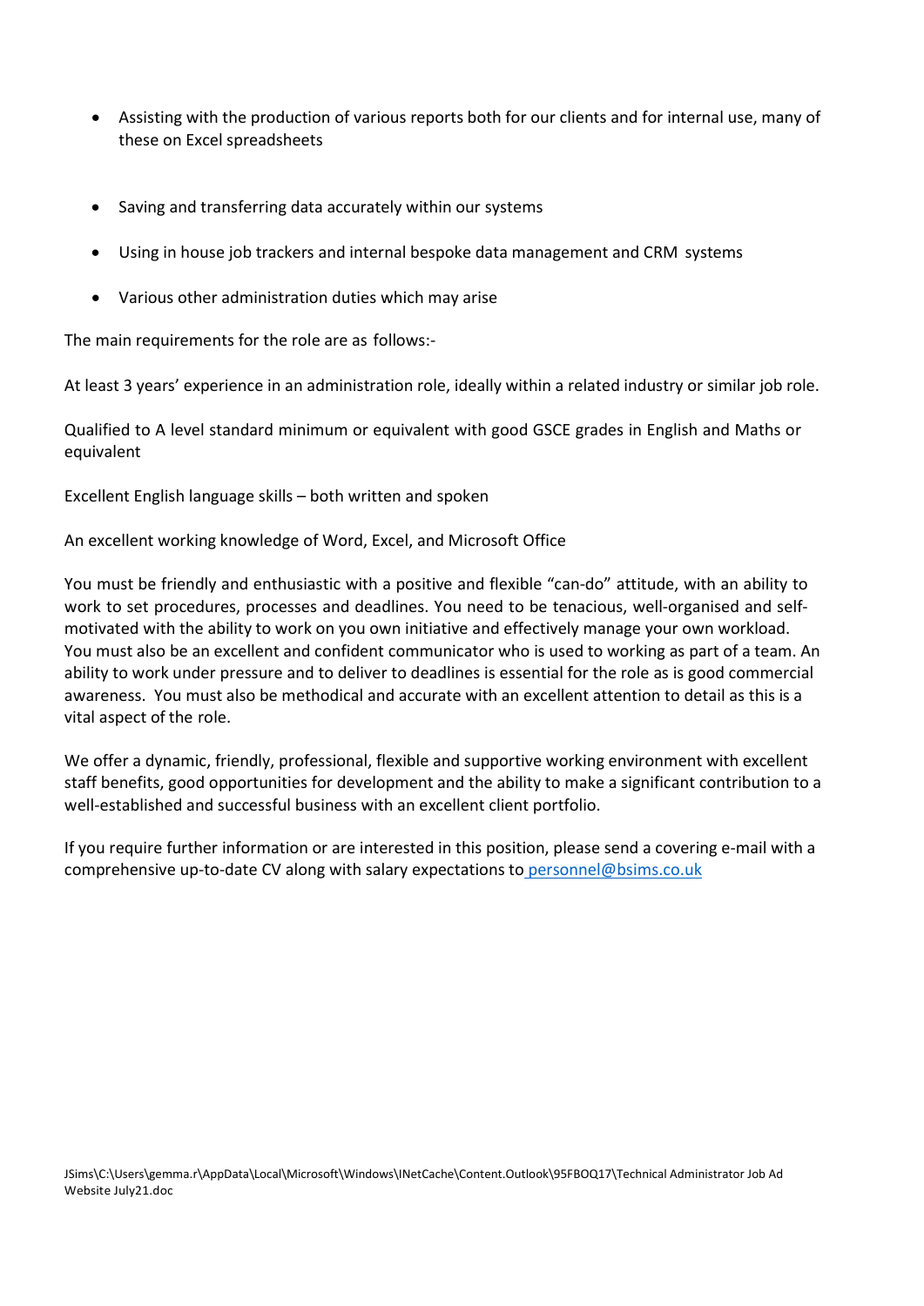- Assisting with the production of various reports both for our clients and for internal use, many of these on Excel spreadsheets
- Saving and transferring data accurately within our systems
- Using in house job trackers and internal bespoke data management and CRM systems
- Various other administration duties which may arise

The main requirements for the role are as follows:-

At least 3 years' experience in an administration role, ideally within a related industry or similar job role.

Qualified to A level standard minimum or equivalent with good GSCE grades in English and Maths or equivalent

Excellent English language skills – both written and spoken

An excellent working knowledge of Word, Excel, and Microsoft Office

You must be friendly and enthusiastic with a positive and flexible "can-do" attitude, with an ability to work to set procedures, processes and deadlines. You need to be tenacious, well-organised and self-motivated with the ability to work on you own initiative and effectively manage your own workload. You must also be an excellent and confident communicator who is used to working as part of a team. An ability to work under pressure and to deliver to deadlines is essential for the role as is good commercial awareness. You must also be methodical and accurate with an excellent attention to detail as this is a vital aspect of the role.

We offer a dynamic, friendly, professional, flexible and supportive working environment with excellent staff benefits, good opportunities for development and the ability to make a significant contribution to a well-established and successful business with an excellent client portfolio.

If you require further information or are interested in this position, please send a covering e-mail with a comprehensive up-to-date CV along with salary expectations to personnel@bsims.co.uk